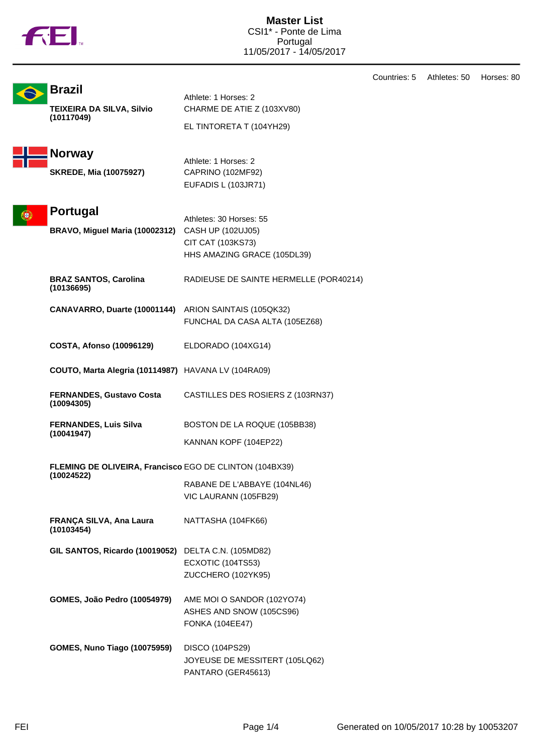# Master List

CSI1* - Ponte de Lima
Portugal
11/05/2017 - 14/05/2017

Countries: 5 Athletes: 50 Horses: 80

## Brazil

Athlete: 1 Horses: 2

| Athlete | Horses |
|---|---|
| **TEIXEIRA DA SILVA, Silvio (10117049)** | CHARME DE ATIE Z (103XV80)<br>EL TINTORETA T (104YH29) |

## Norway

Athlete: 1 Horses: 2

| Athlete | Horses |
|---|---|
| **SKREDE, Mia (10075927)** | CAPRINO (102MF92)<br>EUFADIS L (103JR71) |

## Portugal

Athletes: 30 Horses: 55

| Athlete | Horses |
|---|---|
| **BRAVO, Miguel Maria (10002312)** | CASH UP (102UJ05)<br>CIT CAT (103KS73)<br>HHS AMAZING GRACE (105DL39) |
| **BRAZ SANTOS, Carolina (10136695)** | RADIEUSE DE SAINTE HERMELLE (POR40214) |
| **CANAVARRO, Duarte (10001144)** | ARION SAINTAIS (105QK32)<br>FUNCHAL DA CASA ALTA (105EZ68) |
| **COSTA, Afonso (10096129)** | ELDORADO (104XG14) |
| **COUTO, Marta Alegria (10114987)** | HAVANA LV (104RA09) |
| **FERNANDES, Gustavo Costa (10094305)** | CASTILLES DES ROSIERS Z (103RN37) |
| **FERNANDES, Luis Silva (10041947)** | BOSTON DE LA ROQUE (105BB38)<br>KANNAN KOPF (104EP22) |
| **FLEMING DE OLIVEIRA, Francisco (10024522)** | EGO DE CLINTON (104BX39)<br>RABANE DE L'ABBAYE (104NL46)<br>VIC LAURANN (105FB29) |
| **FRANÇA SILVA, Ana Laura (10103454)** | NATTASHA (104FK66) |
| **GIL SANTOS, Ricardo (10019052)** | DELTA C.N. (105MD82)<br>ECXOTIC (104TS53)<br>ZUCCHERO (102YK95) |
| **GOMES, João Pedro (10054979)** | AME MOI O SANDOR (102YO74)<br>ASHES AND SNOW (105CS96)<br>FONKA (104EE47) |
| **GOMES, Nuno Tiago (10075959)** | DISCO (104PS29)<br>JOYEUSE DE MESSITERT (105LQ62)<br>PANTARO (GER45613) |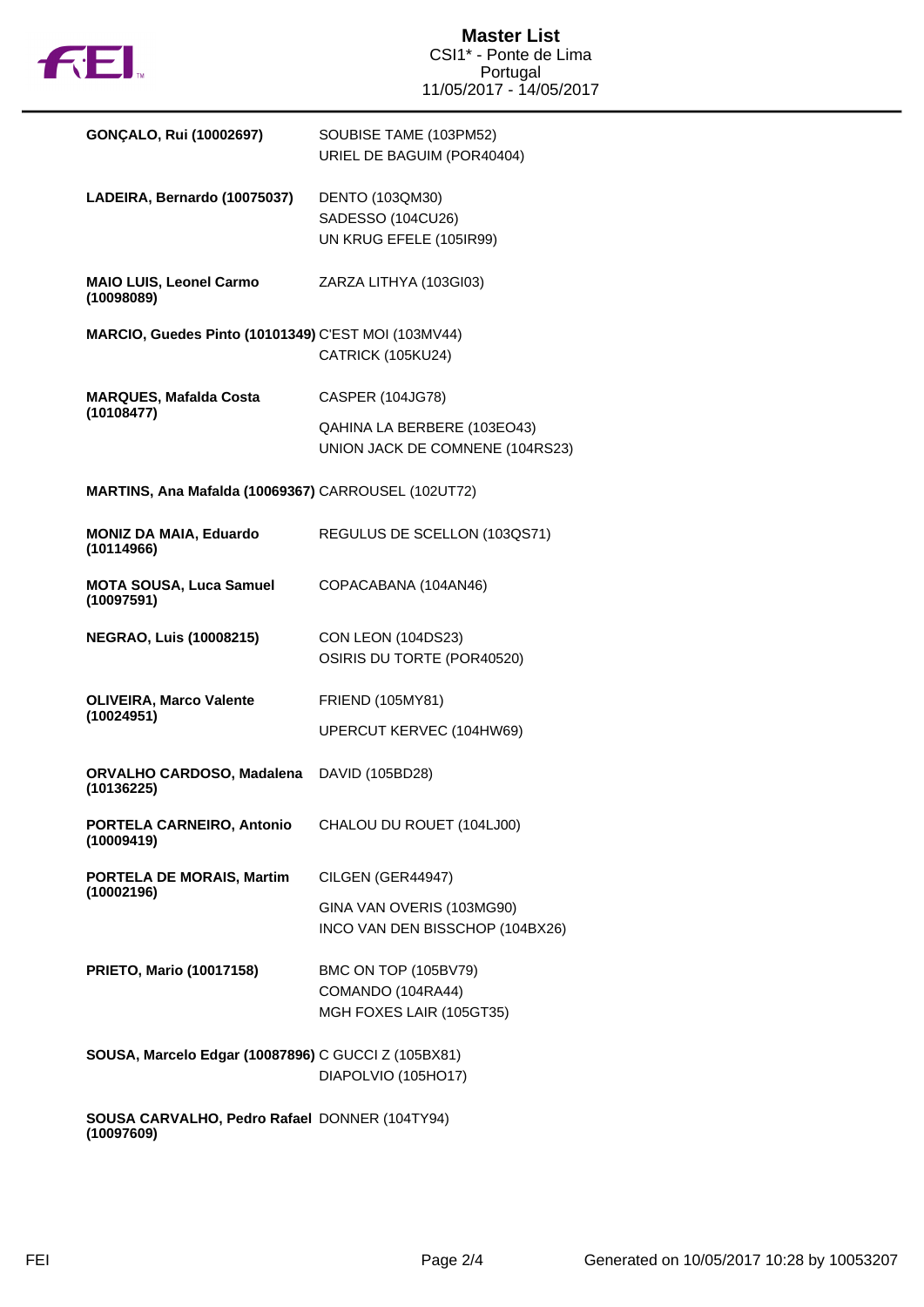# Master List

CSI1* - Ponte de Lima
Portugal
11/05/2017 - 14/05/2017

| Rider | Horses |
|---|---|
| **GONÇALO, Rui (10002697)** | SOUBISE TAME (103PM52)<br>URIEL DE BAGUIM (POR40404) |
| **LADEIRA, Bernardo (10075037)** | DENTO (103QM30)<br>SADESSO (104CU26)<br>UN KRUG EFELE (105IR99) |
| **MAIO LUIS, Leonel Carmo (10098089)** | ZARZA LITHYA (103GI03) |
| **MARCIO, Guedes Pinto (10101349)** | C'EST MOI (103MV44)<br>CATRICK (105KU24) |
| **MARQUES, Mafalda Costa (10108477)** | CASPER (104JG78)<br>QAHINA LA BERBERE (103EO43)<br>UNION JACK DE COMNENE (104RS23) |
| **MARTINS, Ana Mafalda (10069367)** | CARROUSEL (102UT72) |
| **MONIZ DA MAIA, Eduardo (10114966)** | REGULUS DE SCELLON (103QS71) |
| **MOTA SOUSA, Luca Samuel (10097591)** | COPACABANA (104AN46) |
| **NEGRAO, Luis (10008215)** | CON LEON (104DS23)<br>OSIRIS DU TORTE (POR40520) |
| **OLIVEIRA, Marco Valente (10024951)** | FRIEND (105MY81)<br>UPERCUT KERVEC (104HW69) |
| **ORVALHO CARDOSO, Madalena (10136225)** | DAVID (105BD28) |
| **PORTELA CARNEIRO, Antonio (10009419)** | CHALOU DU ROUET (104LJ00) |
| **PORTELA DE MORAIS, Martim (10002196)** | CILGEN (GER44947)<br>GINA VAN OVERIS (103MG90)<br>INCO VAN DEN BISSCHOP (104BX26) |
| **PRIETO, Mario (10017158)** | BMC ON TOP (105BV79)<br>COMANDO (104RA44)<br>MGH FOXES LAIR (105GT35) |
| **SOUSA, Marcelo Edgar (10087896)** | C GUCCI Z (105BX81)<br>DIAPOLVIO (105HO17) |
| **SOUSA CARVALHO, Pedro Rafael (10097609)** | DONNER (104TY94) |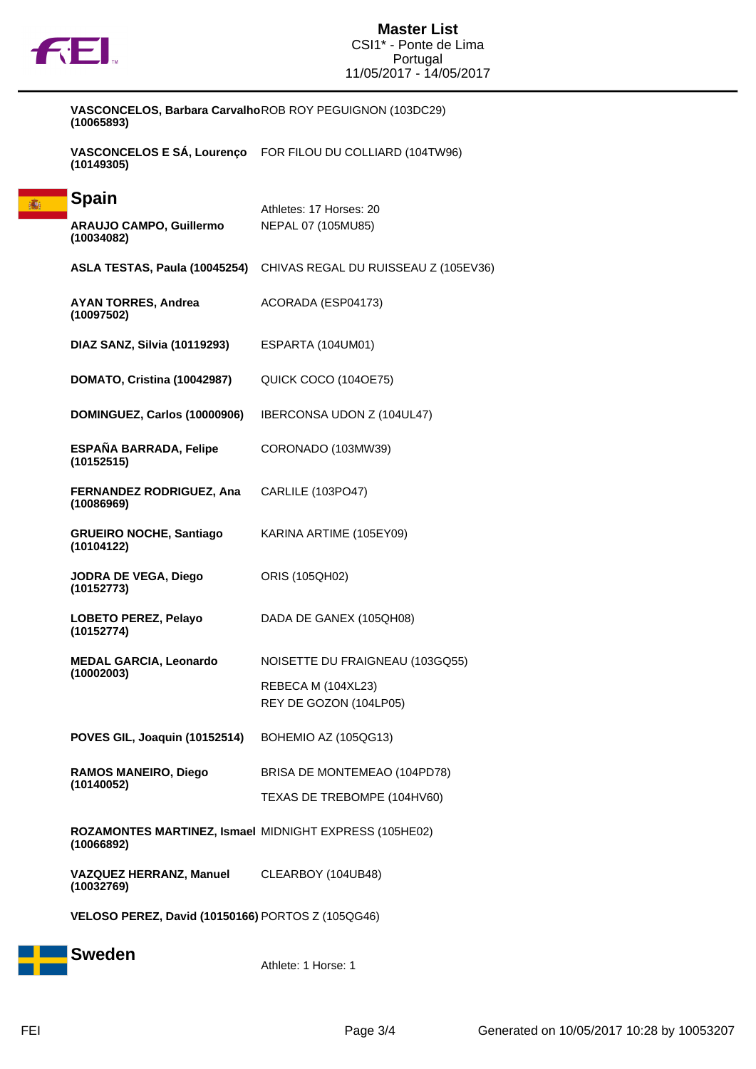| Athlete | Horse |
| --- | --- |
| **VASCONCELOS, Barbara Carvalho (10065893)** | ROB ROY PEGUIGNON (103DC29) |
| **VASCONCELOS E SÁ, Lourenço (10149305)** | FOR FILOU DU COLLIARD (104TW96) |

## Spain

Athletes: 17 Horses: 20

| Athlete | Horse |
| --- | --- |
| **ARAUJO CAMPO, Guillermo (10034082)** | NEPAL 07 (105MU85) |
| **ASLA TESTAS, Paula (10045254)** | CHIVAS REGAL DU RUISSEAU Z (105EV36) |
| **AYAN TORRES, Andrea (10097502)** | ACORADA (ESP04173) |
| **DIAZ SANZ, Silvia (10119293)** | ESPARTA (104UM01) |
| **DOMATO, Cristina (10042987)** | QUICK COCO (104OE75) |
| **DOMINGUEZ, Carlos (10000906)** | IBERCONSA UDON Z (104UL47) |
| **ESPAÑA BARRADA, Felipe (10152515)** | CORONADO (103MW39) |
| **FERNANDEZ RODRIGUEZ, Ana (10086969)** | CARLILE (103PO47) |
| **GRUEIRO NOCHE, Santiago (10104122)** | KARINA ARTIME (105EY09) |
| **JODRA DE VEGA, Diego (10152773)** | ORIS (105QH02) |
| **LOBETO PEREZ, Pelayo (10152774)** | DADA DE GANEX (105QH08) |
| **MEDAL GARCIA, Leonardo (10002003)** | NOISETTE DU FRAIGNEAU (103GQ55) |
| | REBECA M (104XL23) |
| | REY DE GOZON (104LP05) |
| **POVES GIL, Joaquin (10152514)** | BOHEMIO AZ (105QG13) |
| **RAMOS MANEIRO, Diego (10140052)** | BRISA DE MONTEMEAO (104PD78) |
| | TEXAS DE TREBOMPE (104HV60) |
| **ROZAMONTES MARTINEZ, Ismael (10066892)** | MIDNIGHT EXPRESS (105HE02) |
| **VAZQUEZ HERRANZ, Manuel (10032769)** | CLEARBOY (104UB48) |
| **VELOSO PEREZ, David (10150166)** | PORTOS Z (105QG46) |

## Sweden

Athlete: 1 Horse: 1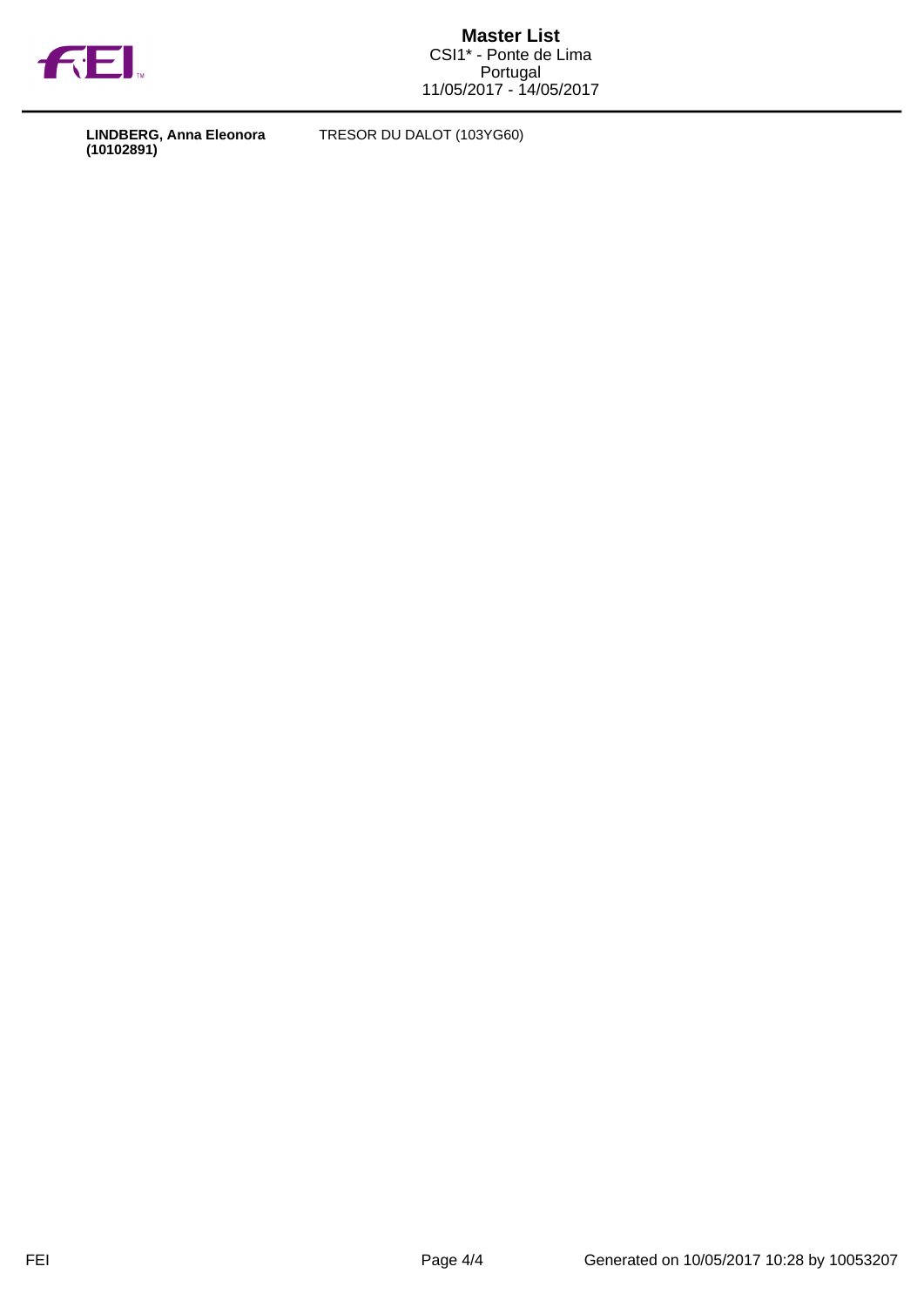| | |
|---|---|
| **LINDBERG, Anna Eleonora (10102891)** | TRESOR DU DALOT (103YG60) |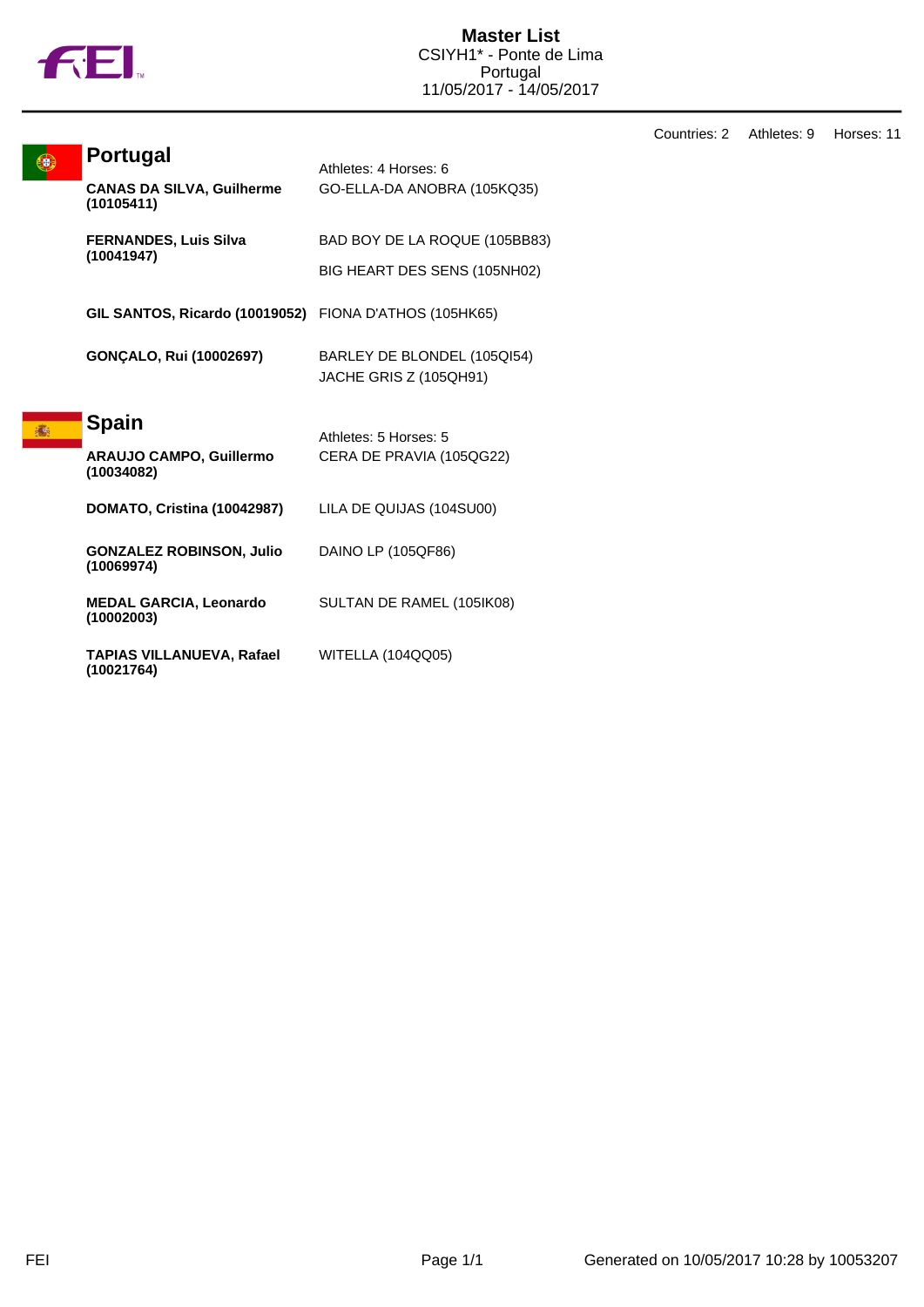# Master List

CSIYH1* - Ponte de Lima
Portugal
11/05/2017 - 14/05/2017

Countries: 2 Athletes: 9 Horses: 11

## Portugal

Athletes: 4 Horses: 6

| | |
|---|---|
| **CANAS DA SILVA, Guilherme (10105411)** | GO-ELLA-DA ANOBRA (105KQ35) |
| **FERNANDES, Luis Silva (10041947)** | BAD BOY DE LA ROQUE (105BB83) |
| | BIG HEART DES SENS (105NH02) |
| **GIL SANTOS, Ricardo (10019052)** | FIONA D'ATHOS (105HK65) |
| **GONÇALO, Rui (10002697)** | BARLEY DE BLONDEL (105QI54) |
| | JACHE GRIS Z (105QH91) |

## Spain

Athletes: 5 Horses: 5

| | |
|---|---|
| **ARAUJO CAMPO, Guillermo (10034082)** | CERA DE PRAVIA (105QG22) |
| **DOMATO, Cristina (10042987)** | LILA DE QUIJAS (104SU00) |
| **GONZALEZ ROBINSON, Julio (10069974)** | DAINO LP (105QF86) |
| **MEDAL GARCIA, Leonardo (10002003)** | SULTAN DE RAMEL (105IK08) |
| **TAPIAS VILLANUEVA, Rafael (10021764)** | WITELLA (104QQ05) |

Generated on 10/05/2017 10:28 by 10053207